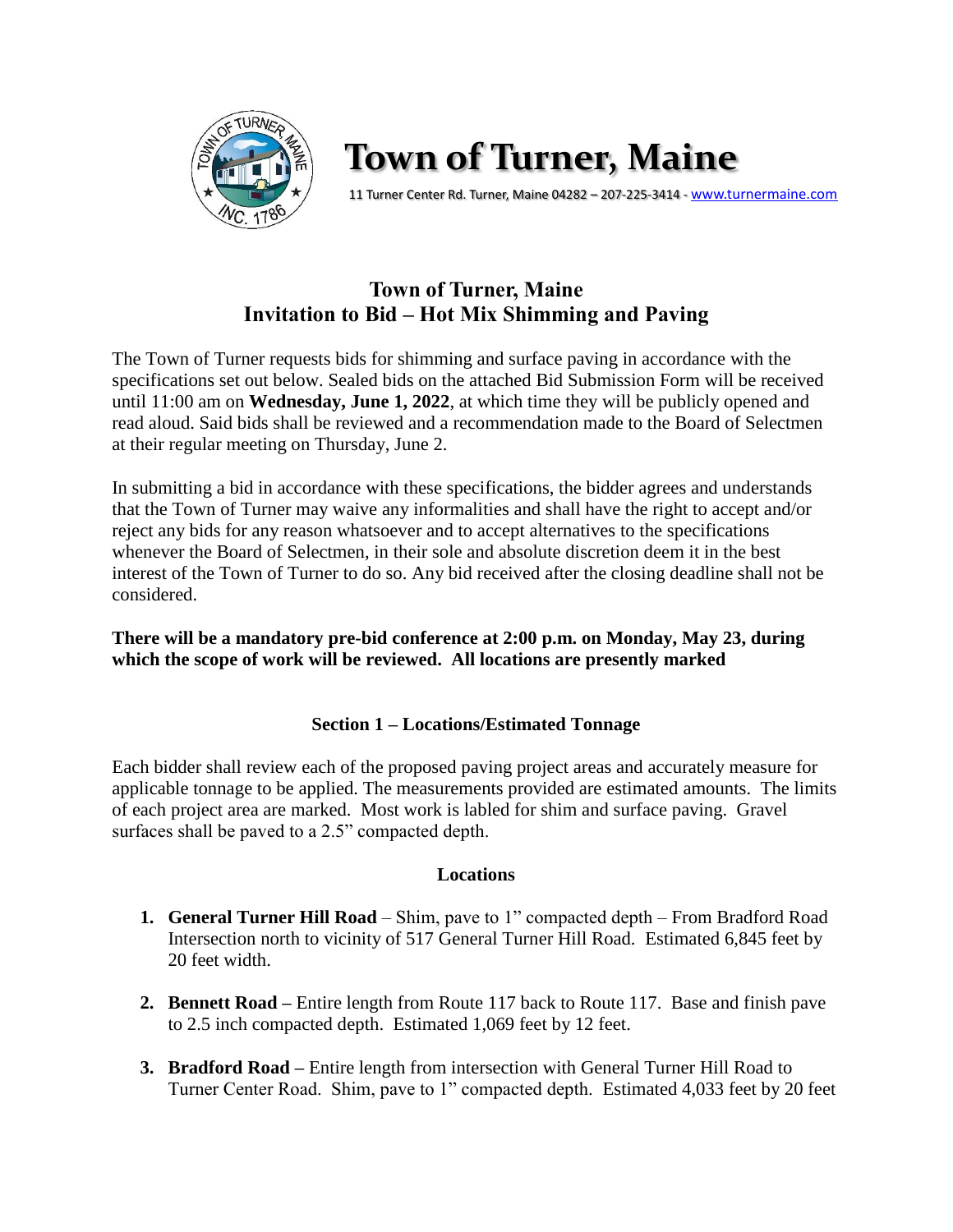# Town of Turner, Maine

11 Turner Center Rd. Turner, Maine 04282 – 207-225-3414 - www.turnermaine.com

## Town of Turner, Maine
## Invitation to Bid – Hot Mix Shimming and Paving

The Town of Turner requests bids for shimming and surface paving in accordance with the specifications set out below. Sealed bids on the attached Bid Submission Form will be received until 11:00 am on **Wednesday, June 1, 2022**, at which time they will be publicly opened and read aloud. Said bids shall be reviewed and a recommendation made to the Board of Selectmen at their regular meeting on Thursday, June 2.

In submitting a bid in accordance with these specifications, the bidder agrees and understands that the Town of Turner may waive any informalities and shall have the right to accept and/or reject any bids for any reason whatsoever and to accept alternatives to the specifications whenever the Board of Selectmen, in their sole and absolute discretion deem it in the best interest of the Town of Turner to do so. Any bid received after the closing deadline shall not be considered.

**There will be a mandatory pre-bid conference at 2:00 p.m. on Monday, May 23, during which the scope of work will be reviewed. All locations are presently marked**

### Section 1 – Locations/Estimated Tonnage

Each bidder shall review each of the proposed paving project areas and accurately measure for applicable tonnage to be applied. The measurements provided are estimated amounts. The limits of each project area are marked. Most work is labled for shim and surface paving. Gravel surfaces shall be paved to a 2.5" compacted depth.

### Locations

1. **General Turner Hill Road** – Shim, pave to 1" compacted depth – From Bradford Road Intersection north to vicinity of 517 General Turner Hill Road. Estimated 6,845 feet by 20 feet width.
2. **Bennett Road –** Entire length from Route 117 back to Route 117. Base and finish pave to 2.5 inch compacted depth. Estimated 1,069 feet by 12 feet.
3. **Bradford Road –** Entire length from intersection with General Turner Hill Road to Turner Center Road. Shim, pave to 1" compacted depth. Estimated 4,033 feet by 20 feet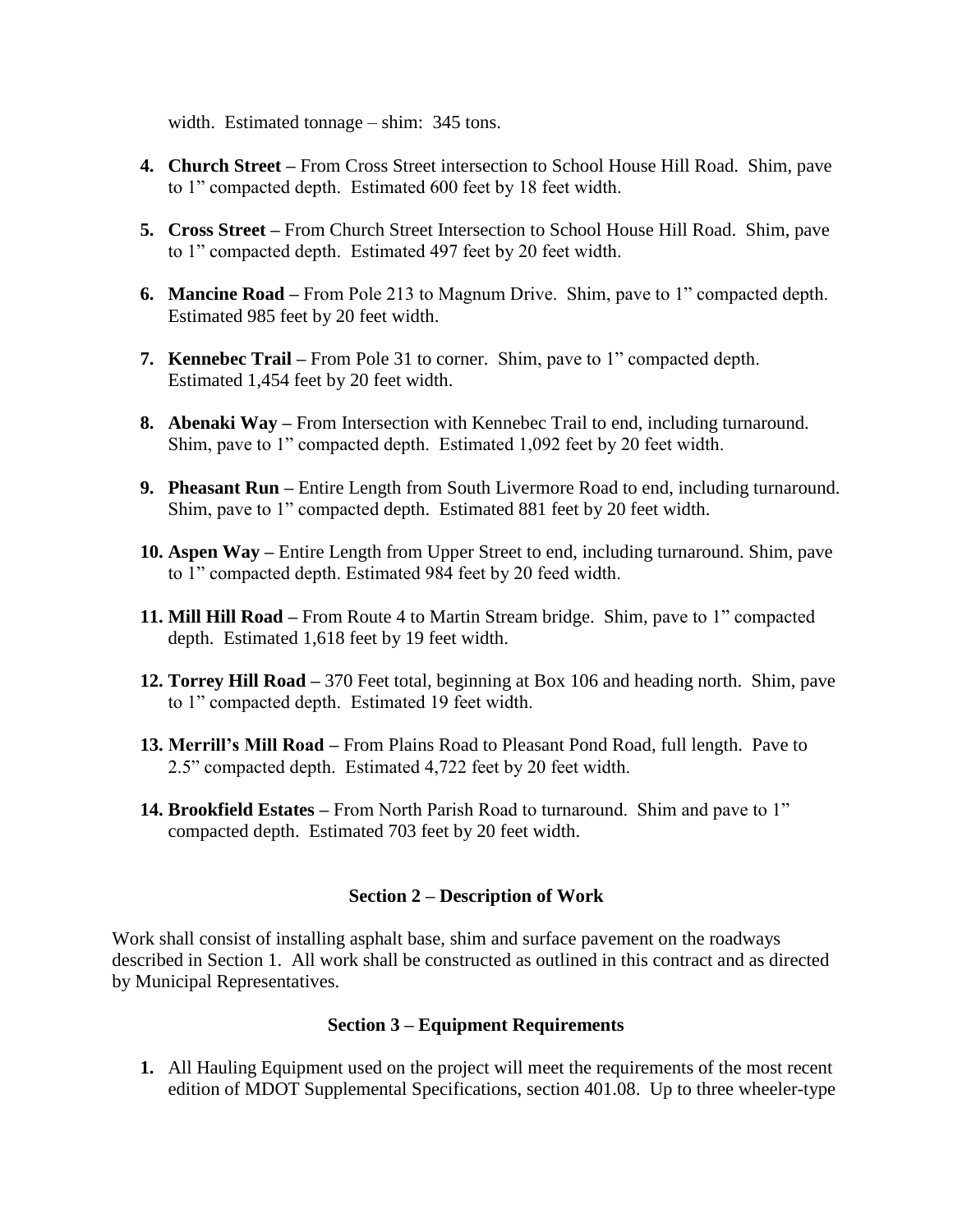width. Estimated tonnage – shim: 345 tons.

4. **Church Street –** From Cross Street intersection to School House Hill Road. Shim, pave to 1" compacted depth. Estimated 600 feet by 18 feet width.

5. **Cross Street –** From Church Street Intersection to School House Hill Road. Shim, pave to 1" compacted depth. Estimated 497 feet by 20 feet width.

6. **Mancine Road –** From Pole 213 to Magnum Drive. Shim, pave to 1" compacted depth. Estimated 985 feet by 20 feet width.

7. **Kennebec Trail –** From Pole 31 to corner. Shim, pave to 1" compacted depth. Estimated 1,454 feet by 20 feet width.

8. **Abenaki Way –** From Intersection with Kennebec Trail to end, including turnaround. Shim, pave to 1" compacted depth. Estimated 1,092 feet by 20 feet width.

9. **Pheasant Run –** Entire Length from South Livermore Road to end, including turnaround. Shim, pave to 1" compacted depth. Estimated 881 feet by 20 feet width.

10. **Aspen Way –** Entire Length from Upper Street to end, including turnaround. Shim, pave to 1" compacted depth. Estimated 984 feet by 20 feed width.

11. **Mill Hill Road –** From Route 4 to Martin Stream bridge. Shim, pave to 1" compacted depth. Estimated 1,618 feet by 19 feet width.

12. **Torrey Hill Road –** 370 Feet total, beginning at Box 106 and heading north. Shim, pave to 1" compacted depth. Estimated 19 feet width.

13. **Merrill's Mill Road –** From Plains Road to Pleasant Pond Road, full length. Pave to 2.5" compacted depth. Estimated 4,722 feet by 20 feet width.

14. **Brookfield Estates –** From North Parish Road to turnaround. Shim and pave to 1" compacted depth. Estimated 703 feet by 20 feet width.

## Section 2 – Description of Work

Work shall consist of installing asphalt base, shim and surface pavement on the roadways described in Section 1. All work shall be constructed as outlined in this contract and as directed by Municipal Representatives.

## Section 3 – Equipment Requirements

1. All Hauling Equipment used on the project will meet the requirements of the most recent edition of MDOT Supplemental Specifications, section 401.08. Up to three wheeler-type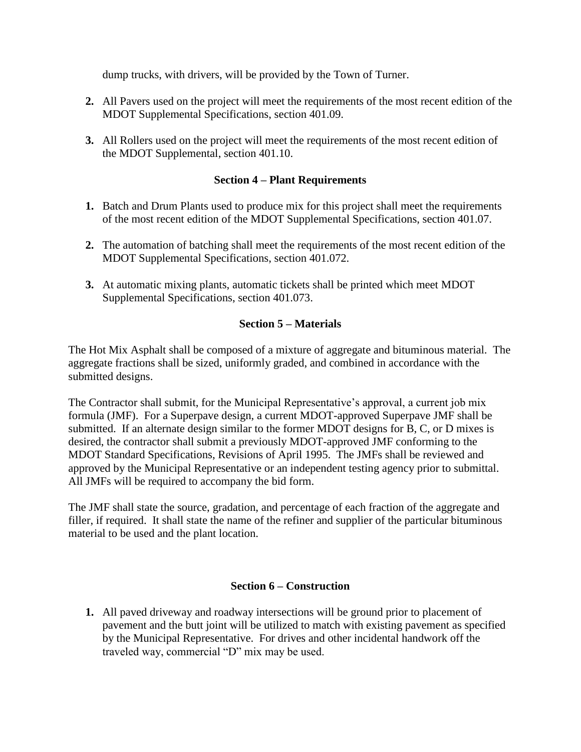dump trucks, with drivers, will be provided by the Town of Turner.

2. All Pavers used on the project will meet the requirements of the most recent edition of the MDOT Supplemental Specifications, section 401.09.

3. All Rollers used on the project will meet the requirements of the most recent edition of the MDOT Supplemental, section 401.10.

### Section 4 – Plant Requirements

1. Batch and Drum Plants used to produce mix for this project shall meet the requirements of the most recent edition of the MDOT Supplemental Specifications, section 401.07.

2. The automation of batching shall meet the requirements of the most recent edition of the MDOT Supplemental Specifications, section 401.072.

3. At automatic mixing plants, automatic tickets shall be printed which meet MDOT Supplemental Specifications, section 401.073.

### Section 5 – Materials

The Hot Mix Asphalt shall be composed of a mixture of aggregate and bituminous material. The aggregate fractions shall be sized, uniformly graded, and combined in accordance with the submitted designs.

The Contractor shall submit, for the Municipal Representative's approval, a current job mix formula (JMF). For a Superpave design, a current MDOT-approved Superpave JMF shall be submitted. If an alternate design similar to the former MDOT designs for B, C, or D mixes is desired, the contractor shall submit a previously MDOT-approved JMF conforming to the MDOT Standard Specifications, Revisions of April 1995. The JMFs shall be reviewed and approved by the Municipal Representative or an independent testing agency prior to submittal. All JMFs will be required to accompany the bid form.

The JMF shall state the source, gradation, and percentage of each fraction of the aggregate and filler, if required. It shall state the name of the refiner and supplier of the particular bituminous material to be used and the plant location.

### Section 6 – Construction

1. All paved driveway and roadway intersections will be ground prior to placement of pavement and the butt joint will be utilized to match with existing pavement as specified by the Municipal Representative. For drives and other incidental handwork off the traveled way, commercial "D" mix may be used.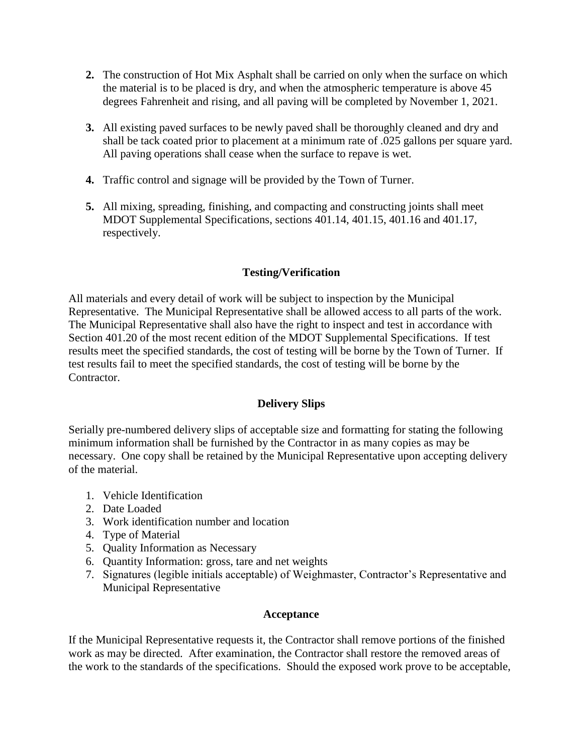**2.** The construction of Hot Mix Asphalt shall be carried on only when the surface on which the material is to be placed is dry, and when the atmospheric temperature is above 45 degrees Fahrenheit and rising, and all paving will be completed by November 1, 2021.

**3.** All existing paved surfaces to be newly paved shall be thoroughly cleaned and dry and shall be tack coated prior to placement at a minimum rate of .025 gallons per square yard. All paving operations shall cease when the surface to repave is wet.

**4.** Traffic control and signage will be provided by the Town of Turner.

**5.** All mixing, spreading, finishing, and compacting and constructing joints shall meet MDOT Supplemental Specifications, sections 401.14, 401.15, 401.16 and 401.17, respectively.

## Testing/Verification

All materials and every detail of work will be subject to inspection by the Municipal Representative. The Municipal Representative shall be allowed access to all parts of the work. The Municipal Representative shall also have the right to inspect and test in accordance with Section 401.20 of the most recent edition of the MDOT Supplemental Specifications. If test results meet the specified standards, the cost of testing will be borne by the Town of Turner. If test results fail to meet the specified standards, the cost of testing will be borne by the Contractor.

## Delivery Slips

Serially pre-numbered delivery slips of acceptable size and formatting for stating the following minimum information shall be furnished by the Contractor in as many copies as may be necessary. One copy shall be retained by the Municipal Representative upon accepting delivery of the material.

1. Vehicle Identification
2. Date Loaded
3. Work identification number and location
4. Type of Material
5. Quality Information as Necessary
6. Quantity Information: gross, tare and net weights
7. Signatures (legible initials acceptable) of Weighmaster, Contractor's Representative and Municipal Representative

## Acceptance

If the Municipal Representative requests it, the Contractor shall remove portions of the finished work as may be directed. After examination, the Contractor shall restore the removed areas of the work to the standards of the specifications. Should the exposed work prove to be acceptable,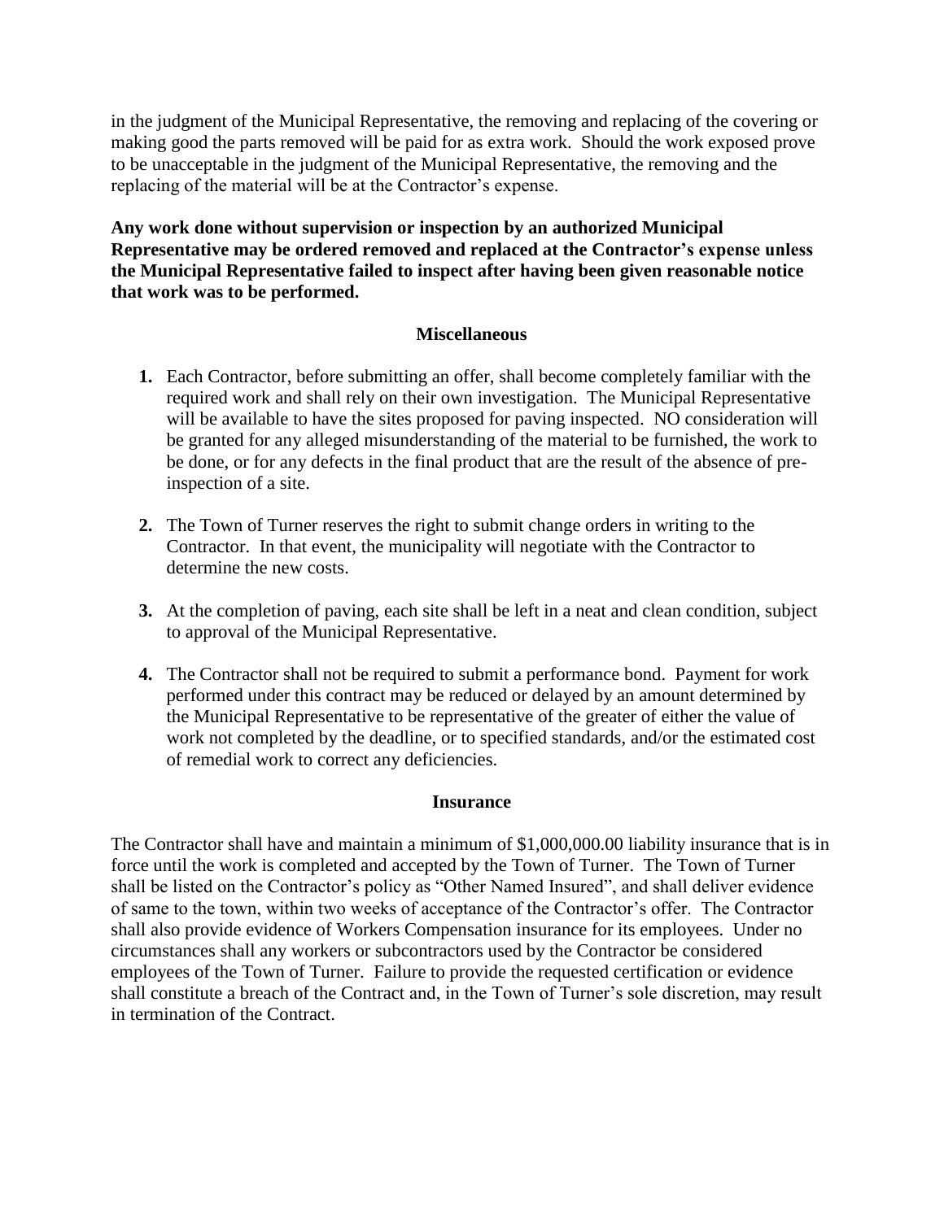in the judgment of the Municipal Representative, the removing and replacing of the covering or making good the parts removed will be paid for as extra work. Should the work exposed prove to be unacceptable in the judgment of the Municipal Representative, the removing and the replacing of the material will be at the Contractor's expense.

**Any work done without supervision or inspection by an authorized Municipal Representative may be ordered removed and replaced at the Contractor's expense unless the Municipal Representative failed to inspect after having been given reasonable notice that work was to be performed.**

## Miscellaneous

1. Each Contractor, before submitting an offer, shall become completely familiar with the required work and shall rely on their own investigation. The Municipal Representative will be available to have the sites proposed for paving inspected. NO consideration will be granted for any alleged misunderstanding of the material to be furnished, the work to be done, or for any defects in the final product that are the result of the absence of pre-inspection of a site.

2. The Town of Turner reserves the right to submit change orders in writing to the Contractor. In that event, the municipality will negotiate with the Contractor to determine the new costs.

3. At the completion of paving, each site shall be left in a neat and clean condition, subject to approval of the Municipal Representative.

4. The Contractor shall not be required to submit a performance bond. Payment for work performed under this contract may be reduced or delayed by an amount determined by the Municipal Representative to be representative of the greater of either the value of work not completed by the deadline, or to specified standards, and/or the estimated cost of remedial work to correct any deficiencies.

## Insurance

The Contractor shall have and maintain a minimum of $1,000,000.00 liability insurance that is in force until the work is completed and accepted by the Town of Turner. The Town of Turner shall be listed on the Contractor's policy as "Other Named Insured", and shall deliver evidence of same to the town, within two weeks of acceptance of the Contractor's offer. The Contractor shall also provide evidence of Workers Compensation insurance for its employees. Under no circumstances shall any workers or subcontractors used by the Contractor be considered employees of the Town of Turner. Failure to provide the requested certification or evidence shall constitute a breach of the Contract and, in the Town of Turner's sole discretion, may result in termination of the Contract.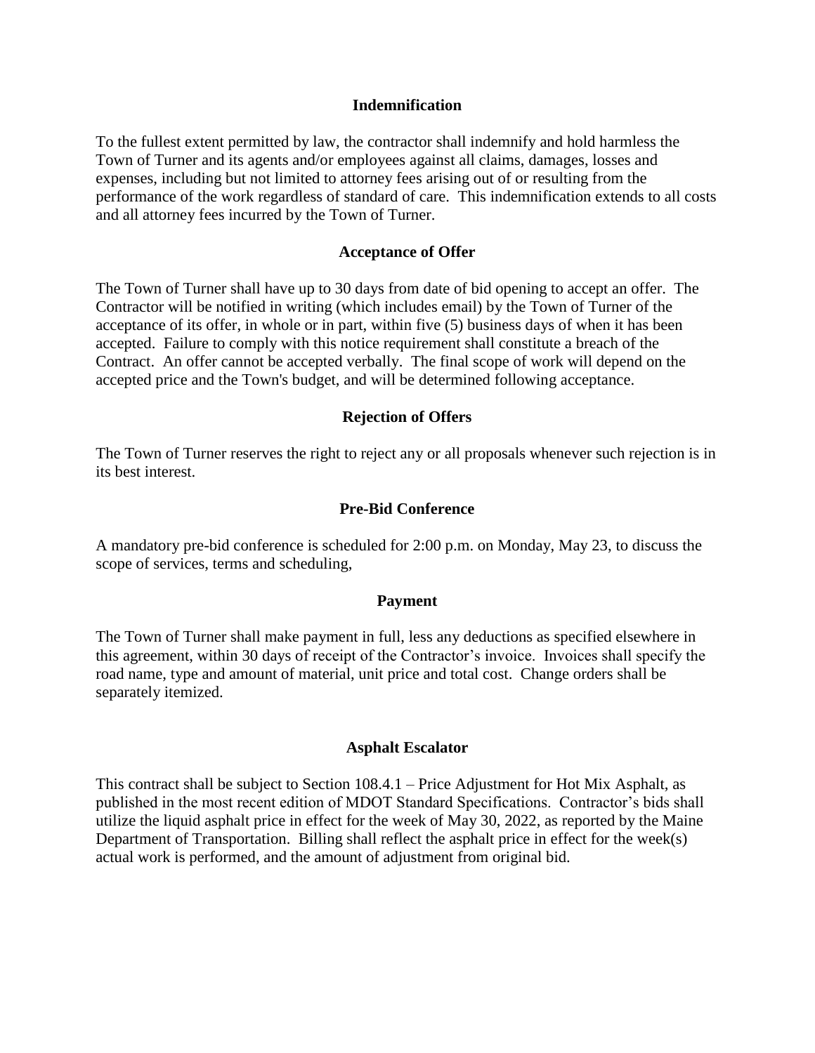## Indemnification

To the fullest extent permitted by law, the contractor shall indemnify and hold harmless the Town of Turner and its agents and/or employees against all claims, damages, losses and expenses, including but not limited to attorney fees arising out of or resulting from the performance of the work regardless of standard of care. This indemnification extends to all costs and all attorney fees incurred by the Town of Turner.

## Acceptance of Offer

The Town of Turner shall have up to 30 days from date of bid opening to accept an offer. The Contractor will be notified in writing (which includes email) by the Town of Turner of the acceptance of its offer, in whole or in part, within five (5) business days of when it has been accepted. Failure to comply with this notice requirement shall constitute a breach of the Contract. An offer cannot be accepted verbally. The final scope of work will depend on the accepted price and the Town's budget, and will be determined following acceptance.

## Rejection of Offers

The Town of Turner reserves the right to reject any or all proposals whenever such rejection is in its best interest.

## Pre-Bid Conference

A mandatory pre-bid conference is scheduled for 2:00 p.m. on Monday, May 23, to discuss the scope of services, terms and scheduling,

## Payment

The Town of Turner shall make payment in full, less any deductions as specified elsewhere in this agreement, within 30 days of receipt of the Contractor's invoice. Invoices shall specify the road name, type and amount of material, unit price and total cost. Change orders shall be separately itemized.

## Asphalt Escalator

This contract shall be subject to Section 108.4.1 – Price Adjustment for Hot Mix Asphalt, as published in the most recent edition of MDOT Standard Specifications. Contractor's bids shall utilize the liquid asphalt price in effect for the week of May 30, 2022, as reported by the Maine Department of Transportation. Billing shall reflect the asphalt price in effect for the week(s) actual work is performed, and the amount of adjustment from original bid.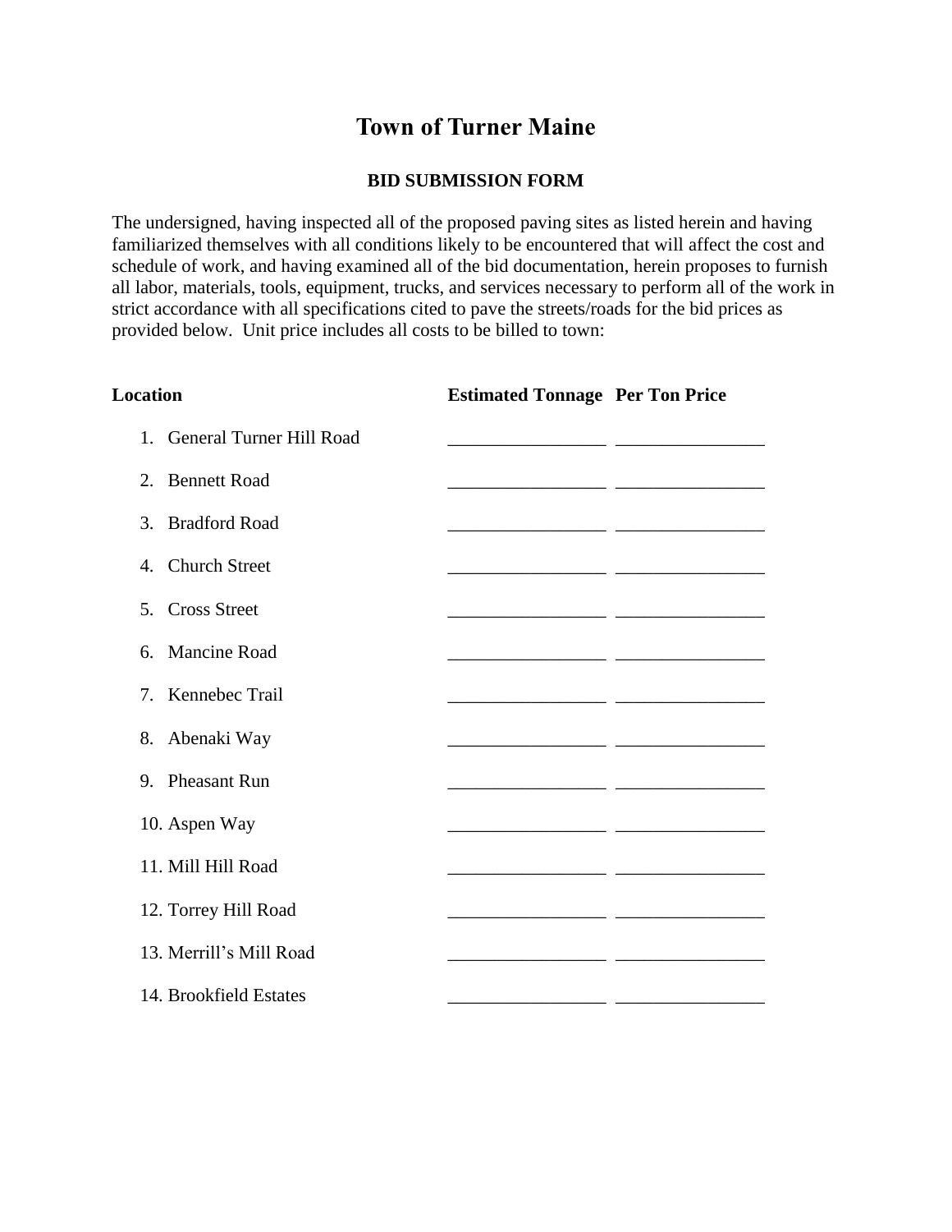# Town of Turner Maine

## BID SUBMISSION FORM

The undersigned, having inspected all of the proposed paving sites as listed herein and having familiarized themselves with all conditions likely to be encountered that will affect the cost and schedule of work, and having examined all of the bid documentation, herein proposes to furnish all labor, materials, tools, equipment, trucks, and services necessary to perform all of the work in strict accordance with all specifications cited to pave the streets/roads for the bid prices as provided below. Unit price includes all costs to be billed to town:

| Location | Estimated Tonnage | Per Ton Price |
|---|---|---|
| 1. General Turner Hill Road | _________________ | ________________ |
| 2. Bennett Road | _________________ | ________________ |
| 3. Bradford Road | _________________ | ________________ |
| 4. Church Street | _________________ | ________________ |
| 5. Cross Street | _________________ | ________________ |
| 6. Mancine Road | _________________ | ________________ |
| 7. Kennebec Trail | _________________ | ________________ |
| 8. Abenaki Way | _________________ | ________________ |
| 9. Pheasant Run | _________________ | ________________ |
| 10. Aspen Way | _________________ | ________________ |
| 11. Mill Hill Road | _________________ | ________________ |
| 12. Torrey Hill Road | _________________ | ________________ |
| 13. Merrill's Mill Road | _________________ | ________________ |
| 14. Brookfield Estates | _________________ | ________________ |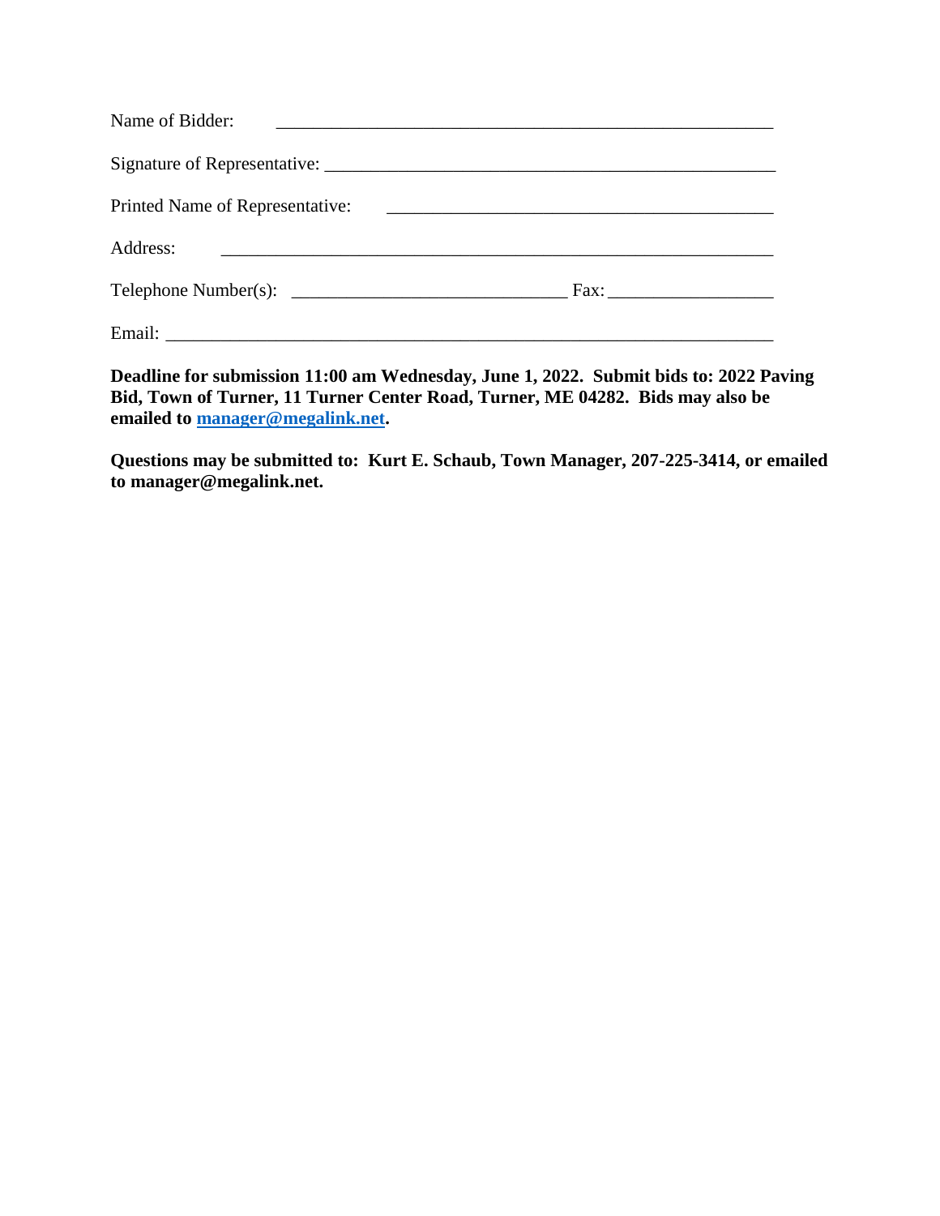Name of Bidder: ________________________________________________________

Signature of Representative: ___________________________________________________

Printed Name of Representative: ___________________________________________

Address: ______________________________________________________________

Telephone Number(s): _______________________________ Fax: __________________

Email: ________________________________________________________________

**Deadline for submission 11:00 am Wednesday, June 1, 2022. Submit bids to: 2022 Paving Bid, Town of Turner, 11 Turner Center Road, Turner, ME 04282. Bids may also be emailed to manager@megalink.net.**

**Questions may be submitted to: Kurt E. Schaub, Town Manager, 207-225-3414, or emailed to manager@megalink.net.**